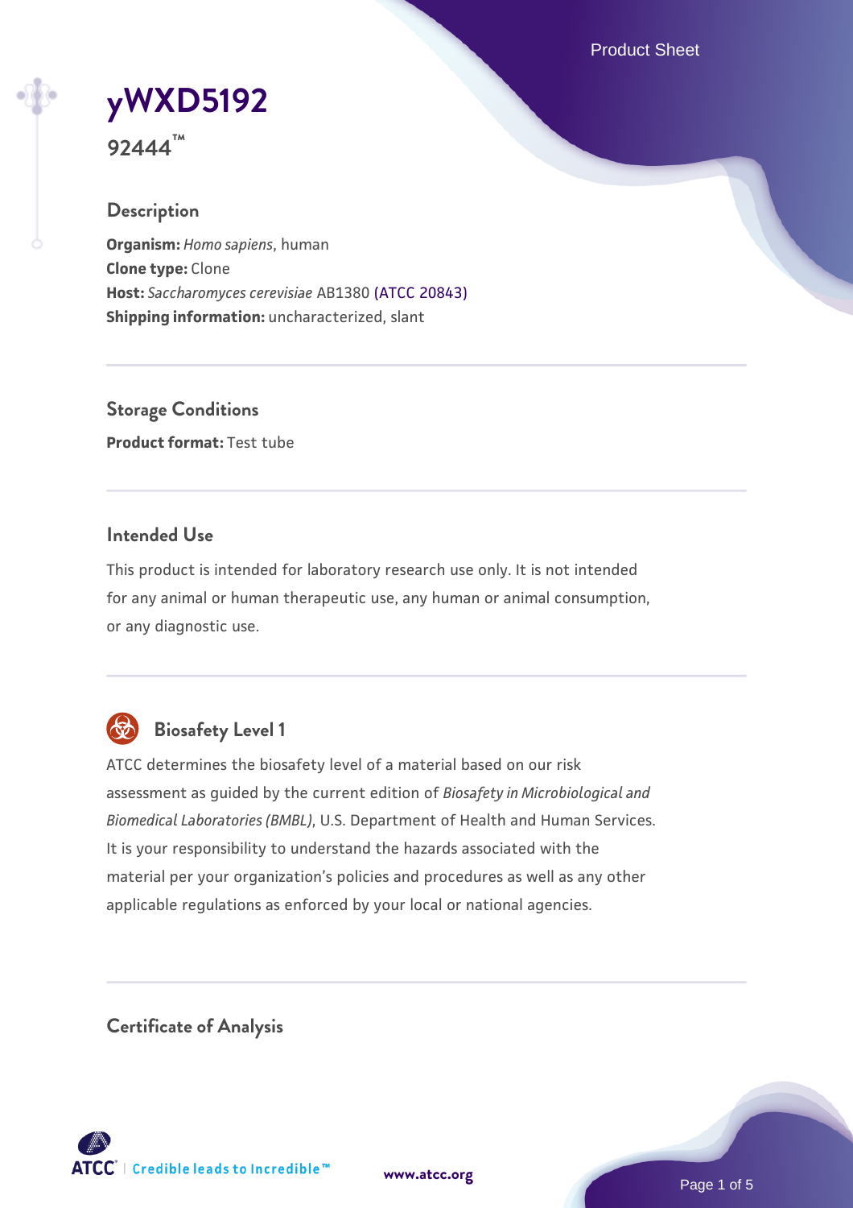# yWXD5192

**92444™**

## Description

**Organism:** *Homo sapiens*, human
**Clone type:** Clone
**Host:** *Saccharomyces cerevisiae* AB1380 (ATCC 20843)
**Shipping information:** uncharacterized, slant

## Storage Conditions

**Product format:** Test tube

## Intended Use

This product is intended for laboratory research use only. It is not intended for any animal or human therapeutic use, any human or animal consumption, or any diagnostic use.

## Biosafety Level 1

ATCC determines the biosafety level of a material based on our risk assessment as guided by the current edition of *Biosafety in Microbiological and Biomedical Laboratories (BMBL)*, U.S. Department of Health and Human Services. It is your responsibility to understand the hazards associated with the material per your organization's policies and procedures as well as any other applicable regulations as enforced by your local or national agencies.

## Certificate of Analysis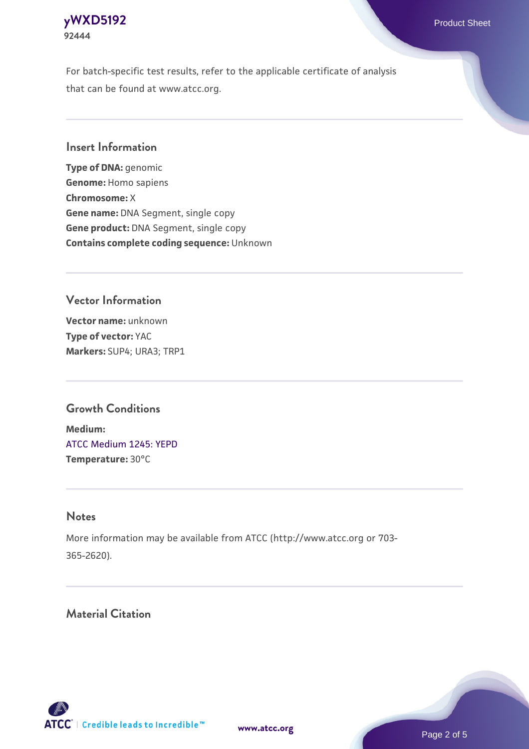For batch-specific test results, refer to the applicable certificate of analysis that can be found at www.atcc.org.

## Insert Information

**Type of DNA:** genomic
**Genome:** Homo sapiens
**Chromosome:** X
**Gene name:** DNA Segment, single copy
**Gene product:** DNA Segment, single copy
**Contains complete coding sequence:** Unknown

## Vector Information

**Vector name:** unknown
**Type of vector:** YAC
**Markers:** SUP4; URA3; TRP1

## Growth Conditions

**Medium:**
ATCC Medium 1245: YEPD
**Temperature:** 30°C

## Notes

More information may be available from ATCC (http://www.atcc.org or 703-365-2620).

## Material Citation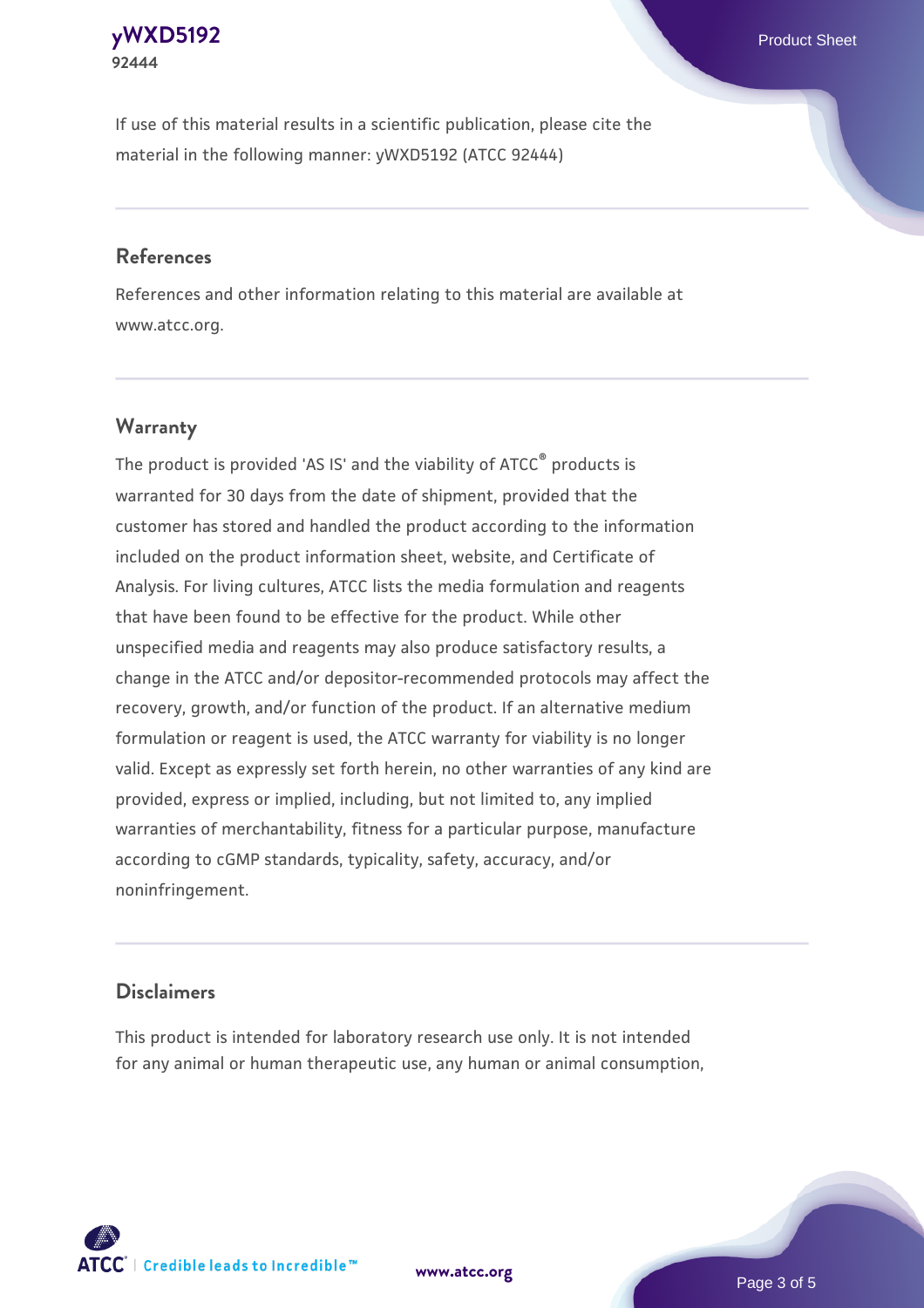If use of this material results in a scientific publication, please cite the material in the following manner: yWXD5192 (ATCC 92444)

## References

References and other information relating to this material are available at www.atcc.org.

## Warranty

The product is provided 'AS IS' and the viability of ATCC® products is warranted for 30 days from the date of shipment, provided that the customer has stored and handled the product according to the information included on the product information sheet, website, and Certificate of Analysis. For living cultures, ATCC lists the media formulation and reagents that have been found to be effective for the product. While other unspecified media and reagents may also produce satisfactory results, a change in the ATCC and/or depositor-recommended protocols may affect the recovery, growth, and/or function of the product. If an alternative medium formulation or reagent is used, the ATCC warranty for viability is no longer valid. Except as expressly set forth herein, no other warranties of any kind are provided, express or implied, including, but not limited to, any implied warranties of merchantability, fitness for a particular purpose, manufacture according to cGMP standards, typicality, safety, accuracy, and/or noninfringement.

## Disclaimers

This product is intended for laboratory research use only. It is not intended for any animal or human therapeutic use, any human or animal consumption,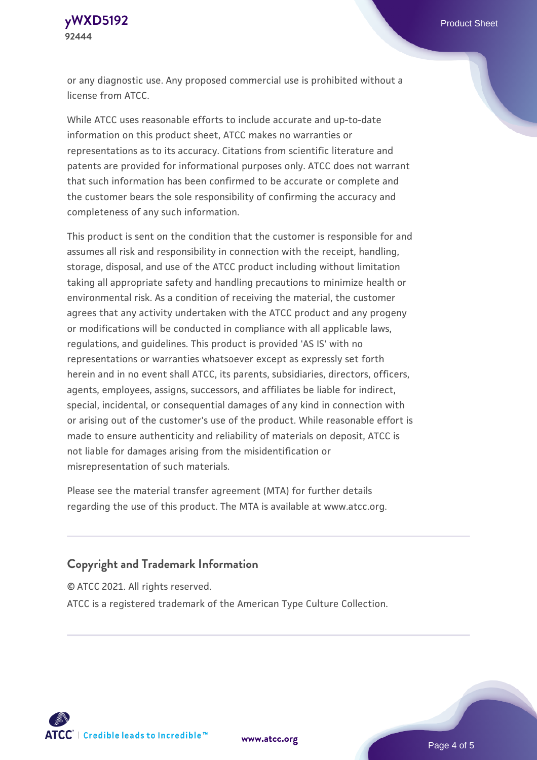or any diagnostic use. Any proposed commercial use is prohibited without a license from ATCC.

While ATCC uses reasonable efforts to include accurate and up-to-date information on this product sheet, ATCC makes no warranties or representations as to its accuracy. Citations from scientific literature and patents are provided for informational purposes only. ATCC does not warrant that such information has been confirmed to be accurate or complete and the customer bears the sole responsibility of confirming the accuracy and completeness of any such information.

This product is sent on the condition that the customer is responsible for and assumes all risk and responsibility in connection with the receipt, handling, storage, disposal, and use of the ATCC product including without limitation taking all appropriate safety and handling precautions to minimize health or environmental risk. As a condition of receiving the material, the customer agrees that any activity undertaken with the ATCC product and any progeny or modifications will be conducted in compliance with all applicable laws, regulations, and guidelines. This product is provided 'AS IS' with no representations or warranties whatsoever except as expressly set forth herein and in no event shall ATCC, its parents, subsidiaries, directors, officers, agents, employees, assigns, successors, and affiliates be liable for indirect, special, incidental, or consequential damages of any kind in connection with or arising out of the customer's use of the product. While reasonable effort is made to ensure authenticity and reliability of materials on deposit, ATCC is not liable for damages arising from the misidentification or misrepresentation of such materials.

Please see the material transfer agreement (MTA) for further details regarding the use of this product. The MTA is available at www.atcc.org.

## Copyright and Trademark Information

© ATCC 2021. All rights reserved.

ATCC is a registered trademark of the American Type Culture Collection.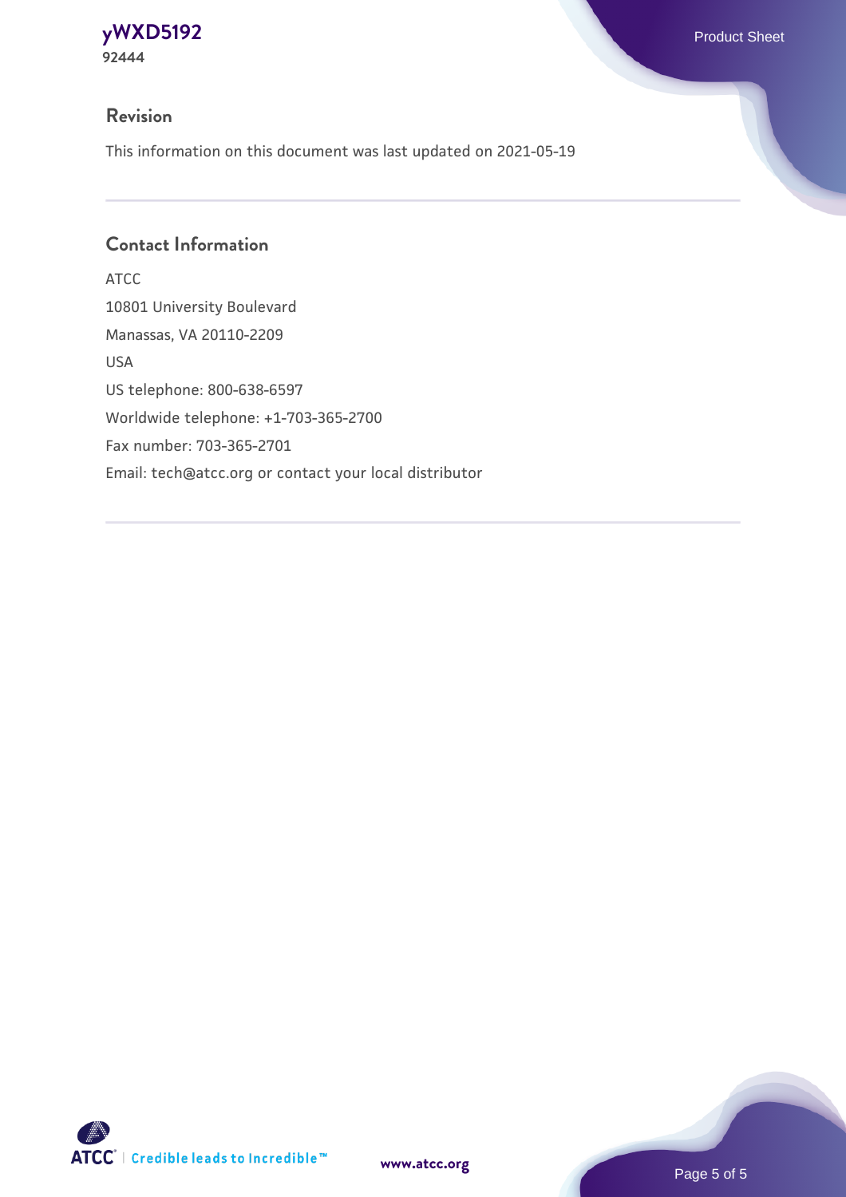## Revision

This information on this document was last updated on 2021-05-19

## Contact Information

ATCC
10801 University Boulevard
Manassas, VA 20110-2209
USA
US telephone: 800-638-6597
Worldwide telephone: +1-703-365-2700
Fax number: 703-365-2701
Email: tech@atcc.org or contact your local distributor